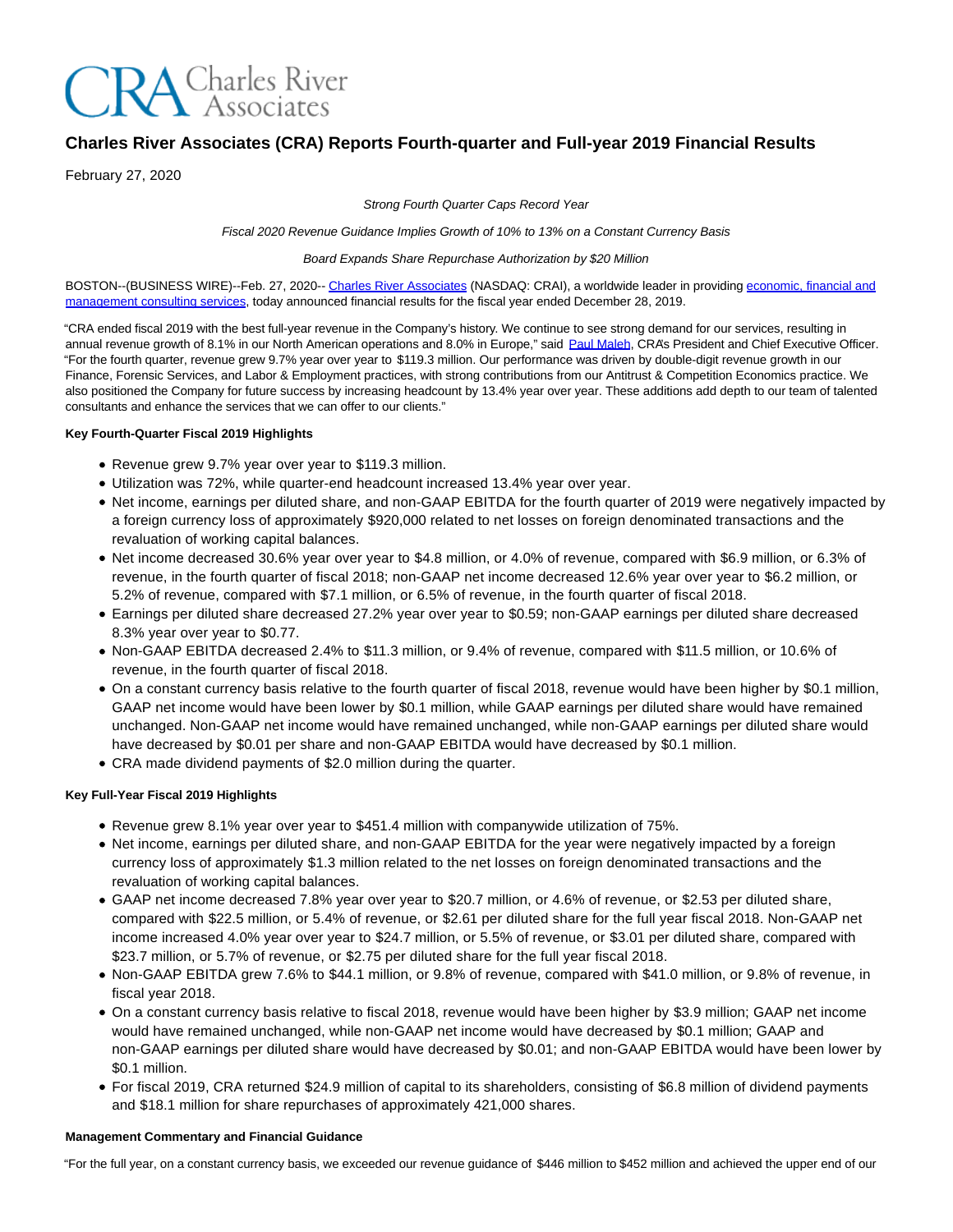# Charles River Associates (CRA) Reports Fourth-quarter and Full-year 2019 Financial Results

February 27, 2020

*Strong Fourth Quarter Caps Record Year*

*Fiscal 2020 Revenue Guidance Implies Growth of 10% to 13% on a Constant Currency Basis*

*Board Expands Share Repurchase Authorization by $20 Million*

BOSTON--(BUSINESS WIRE)--Feb. 27, 2020-- Charles River Associates (NASDAQ: CRAI), a worldwide leader in providing economic, financial and management consulting services, today announced financial results for the fiscal year ended December 28, 2019.

"CRA ended fiscal 2019 with the best full-year revenue in the Company's history. We continue to see strong demand for our services, resulting in annual revenue growth of 8.1% in our North American operations and 8.0% in Europe," said Paul Maleh, CRA's President and Chief Executive Officer. "For the fourth quarter, revenue grew 9.7% year over year to $119.3 million. Our performance was driven by double-digit revenue growth in our Finance, Forensic Services, and Labor & Employment practices, with strong contributions from our Antitrust & Competition Economics practice. We also positioned the Company for future success by increasing headcount by 13.4% year over year. These additions add depth to our team of talented consultants and enhance the services that we can offer to our clients."

**Key Fourth-Quarter Fiscal 2019 Highlights**

- Revenue grew 9.7% year over year to $119.3 million.
- Utilization was 72%, while quarter-end headcount increased 13.4% year over year.
- Net income, earnings per diluted share, and non-GAAP EBITDA for the fourth quarter of 2019 were negatively impacted by a foreign currency loss of approximately $920,000 related to net losses on foreign denominated transactions and the revaluation of working capital balances.
- Net income decreased 30.6% year over year to $4.8 million, or 4.0% of revenue, compared with $6.9 million, or 6.3% of revenue, in the fourth quarter of fiscal 2018; non-GAAP net income decreased 12.6% year over year to $6.2 million, or 5.2% of revenue, compared with $7.1 million, or 6.5% of revenue, in the fourth quarter of fiscal 2018.
- Earnings per diluted share decreased 27.2% year over year to $0.59; non-GAAP earnings per diluted share decreased 8.3% year over year to $0.77.
- Non-GAAP EBITDA decreased 2.4% to $11.3 million, or 9.4% of revenue, compared with $11.5 million, or 10.6% of revenue, in the fourth quarter of fiscal 2018.
- On a constant currency basis relative to the fourth quarter of fiscal 2018, revenue would have been higher by $0.1 million, GAAP net income would have been lower by $0.1 million, while GAAP earnings per diluted share would have remained unchanged. Non-GAAP net income would have remained unchanged, while non-GAAP earnings per diluted share would have decreased by $0.01 per share and non-GAAP EBITDA would have decreased by $0.1 million.
- CRA made dividend payments of $2.0 million during the quarter.

**Key Full-Year Fiscal 2019 Highlights**

- Revenue grew 8.1% year over year to $451.4 million with companywide utilization of 75%.
- Net income, earnings per diluted share, and non-GAAP EBITDA for the year were negatively impacted by a foreign currency loss of approximately $1.3 million related to the net losses on foreign denominated transactions and the revaluation of working capital balances.
- GAAP net income decreased 7.8% year over year to $20.7 million, or 4.6% of revenue, or $2.53 per diluted share, compared with $22.5 million, or 5.4% of revenue, or $2.61 per diluted share for the full year fiscal 2018. Non-GAAP net income increased 4.0% year over year to $24.7 million, or 5.5% of revenue, or $3.01 per diluted share, compared with $23.7 million, or 5.7% of revenue, or $2.75 per diluted share for the full year fiscal 2018.
- Non-GAAP EBITDA grew 7.6% to $44.1 million, or 9.8% of revenue, compared with $41.0 million, or 9.8% of revenue, in fiscal year 2018.
- On a constant currency basis relative to fiscal 2018, revenue would have been higher by $3.9 million; GAAP net income would have remained unchanged, while non-GAAP net income would have decreased by $0.1 million; GAAP and non-GAAP earnings per diluted share would have decreased by $0.01; and non-GAAP EBITDA would have been lower by $0.1 million.
- For fiscal 2019, CRA returned $24.9 million of capital to its shareholders, consisting of $6.8 million of dividend payments and $18.1 million for share repurchases of approximately 421,000 shares.

**Management Commentary and Financial Guidance**

"For the full year, on a constant currency basis, we exceeded our revenue guidance of $446 million to $452 million and achieved the upper end of our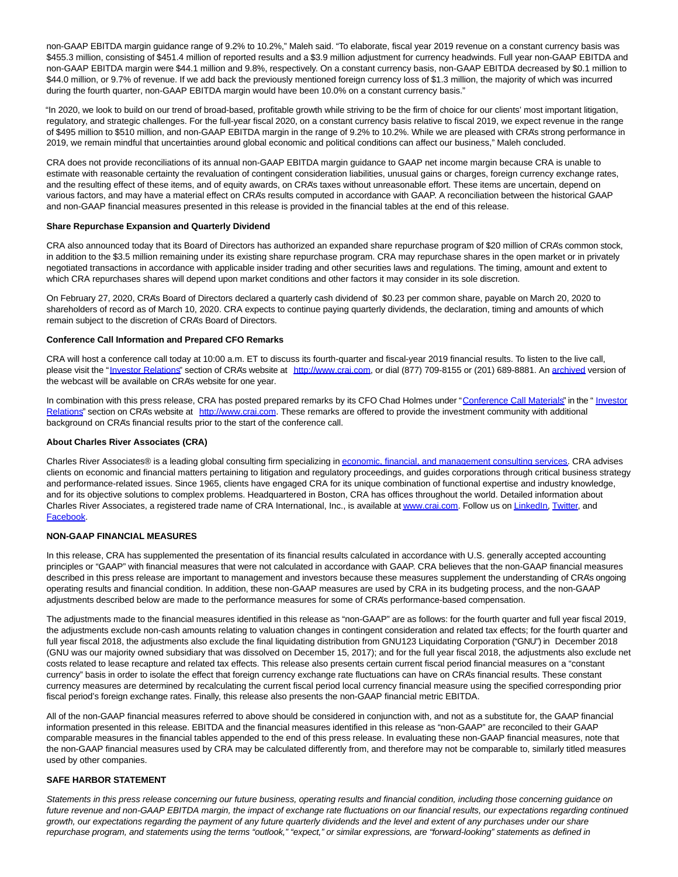non-GAAP EBITDA margin guidance range of 9.2% to 10.2%," Maleh said. "To elaborate, fiscal year 2019 revenue on a constant currency basis was $455.3 million, consisting of $451.4 million of reported results and a $3.9 million adjustment for currency headwinds. Full year non-GAAP EBITDA and non-GAAP EBITDA margin were $44.1 million and 9.8%, respectively. On a constant currency basis, non-GAAP EBITDA decreased by $0.1 million to $44.0 million, or 9.7% of revenue. If we add back the previously mentioned foreign currency loss of $1.3 million, the majority of which was incurred during the fourth quarter, non-GAAP EBITDA margin would have been 10.0% on a constant currency basis."

"In 2020, we look to build on our trend of broad-based, profitable growth while striving to be the firm of choice for our clients' most important litigation, regulatory, and strategic challenges. For the full-year fiscal 2020, on a constant currency basis relative to fiscal 2019, we expect revenue in the range of $495 million to $510 million, and non-GAAP EBITDA margin in the range of 9.2% to 10.2%. While we are pleased with CRA's strong performance in 2019, we remain mindful that uncertainties around global economic and political conditions can affect our business," Maleh concluded.

CRA does not provide reconciliations of its annual non-GAAP EBITDA margin guidance to GAAP net income margin because CRA is unable to estimate with reasonable certainty the revaluation of contingent consideration liabilities, unusual gains or charges, foreign currency exchange rates, and the resulting effect of these items, and of equity awards, on CRA's taxes without unreasonable effort. These items are uncertain, depend on various factors, and may have a material effect on CRA's results computed in accordance with GAAP. A reconciliation between the historical GAAP and non-GAAP financial measures presented in this release is provided in the financial tables at the end of this release.

**Share Repurchase Expansion and Quarterly Dividend**

CRA also announced today that its Board of Directors has authorized an expanded share repurchase program of $20 million of CRA's common stock, in addition to the $3.5 million remaining under its existing share repurchase program. CRA may repurchase shares in the open market or in privately negotiated transactions in accordance with applicable insider trading and other securities laws and regulations. The timing, amount and extent to which CRA repurchases shares will depend upon market conditions and other factors it may consider in its sole discretion.

On February 27, 2020, CRA's Board of Directors declared a quarterly cash dividend of $0.23 per common share, payable on March 20, 2020 to shareholders of record as of March 10, 2020. CRA expects to continue paying quarterly dividends, the declaration, timing and amounts of which remain subject to the discretion of CRA's Board of Directors.

**Conference Call Information and Prepared CFO Remarks**

CRA will host a conference call today at 10:00 a.m. ET to discuss its fourth-quarter and fiscal-year 2019 financial results. To listen to the live call, please visit the "Investor Relations" section of CRA's website at http://www.crai.com, or dial (877) 709-8155 or (201) 689-8881. An archived version of the webcast will be available on CRA's website for one year.

In combination with this press release, CRA has posted prepared remarks by its CFO Chad Holmes under "Conference Call Materials" in the " Investor Relations" section on CRA's website at http://www.crai.com. These remarks are offered to provide the investment community with additional background on CRA's financial results prior to the start of the conference call.

**About Charles River Associates (CRA)**

Charles River Associates® is a leading global consulting firm specializing in economic, financial, and management consulting services. CRA advises clients on economic and financial matters pertaining to litigation and regulatory proceedings, and guides corporations through critical business strategy and performance-related issues. Since 1965, clients have engaged CRA for its unique combination of functional expertise and industry knowledge, and for its objective solutions to complex problems. Headquartered in Boston, CRA has offices throughout the world. Detailed information about Charles River Associates, a registered trade name of CRA International, Inc., is available at www.crai.com. Follow us on LinkedIn, Twitter, and Facebook.

**NON-GAAP FINANCIAL MEASURES**

In this release, CRA has supplemented the presentation of its financial results calculated in accordance with U.S. generally accepted accounting principles or "GAAP" with financial measures that were not calculated in accordance with GAAP. CRA believes that the non-GAAP financial measures described in this press release are important to management and investors because these measures supplement the understanding of CRA's ongoing operating results and financial condition. In addition, these non-GAAP measures are used by CRA in its budgeting process, and the non-GAAP adjustments described below are made to the performance measures for some of CRA's performance-based compensation.

The adjustments made to the financial measures identified in this release as "non-GAAP" are as follows: for the fourth quarter and full year fiscal 2019, the adjustments exclude non-cash amounts relating to valuation changes in contingent consideration and related tax effects; for the fourth quarter and full year fiscal 2018, the adjustments also exclude the final liquidating distribution from GNU123 Liquidating Corporation ("GNU") in December 2018 (GNU was our majority owned subsidiary that was dissolved on December 15, 2017); and for the full year fiscal 2018, the adjustments also exclude net costs related to lease recapture and related tax effects. This release also presents certain current fiscal period financial measures on a "constant currency" basis in order to isolate the effect that foreign currency exchange rate fluctuations can have on CRA's financial results. These constant currency measures are determined by recalculating the current fiscal period local currency financial measure using the specified corresponding prior fiscal period's foreign exchange rates. Finally, this release also presents the non-GAAP financial metric EBITDA.

All of the non-GAAP financial measures referred to above should be considered in conjunction with, and not as a substitute for, the GAAP financial information presented in this release. EBITDA and the financial measures identified in this release as "non-GAAP" are reconciled to their GAAP comparable measures in the financial tables appended to the end of this press release. In evaluating these non-GAAP financial measures, note that the non-GAAP financial measures used by CRA may be calculated differently from, and therefore may not be comparable to, similarly titled measures used by other companies.

**SAFE HARBOR STATEMENT**

*Statements in this press release concerning our future business, operating results and financial condition, including those concerning guidance on future revenue and non-GAAP EBITDA margin, the impact of exchange rate fluctuations on our financial results, our expectations regarding continued growth, our expectations regarding the payment of any future quarterly dividends and the level and extent of any purchases under our share repurchase program, and statements using the terms "outlook," "expect," or similar expressions, are "forward-looking" statements as defined in*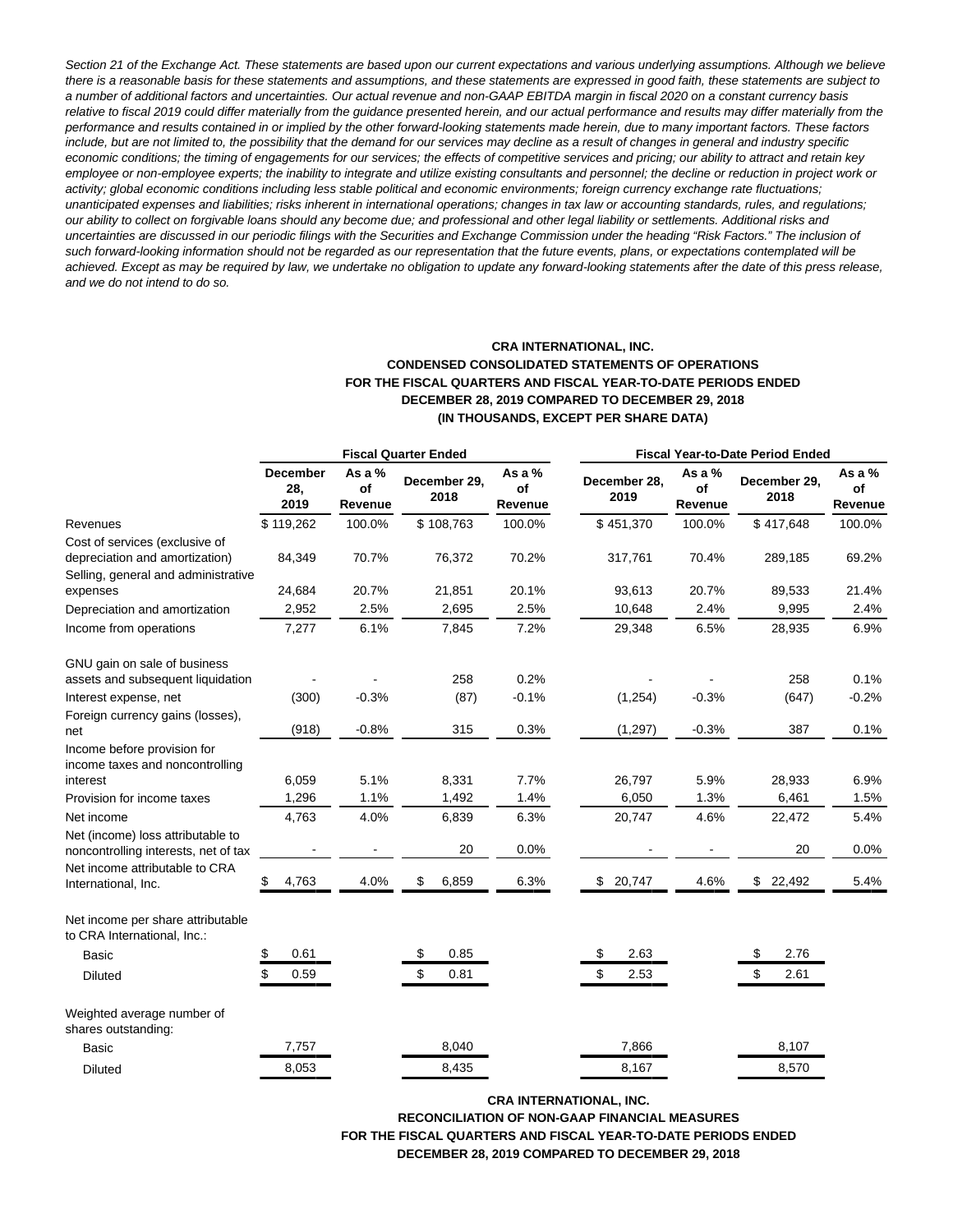*Section 21 of the Exchange Act. These statements are based upon our current expectations and various underlying assumptions. Although we believe there is a reasonable basis for these statements and assumptions, and these statements are expressed in good faith, these statements are subject to a number of additional factors and uncertainties. Our actual revenue and non-GAAP EBITDA margin in fiscal 2020 on a constant currency basis relative to fiscal 2019 could differ materially from the guidance presented herein, and our actual performance and results may differ materially from the performance and results contained in or implied by the other forward-looking statements made herein, due to many important factors. These factors include, but are not limited to, the possibility that the demand for our services may decline as a result of changes in general and industry specific economic conditions; the timing of engagements for our services; the effects of competitive services and pricing; our ability to attract and retain key employee or non-employee experts; the inability to integrate and utilize existing consultants and personnel; the decline or reduction in project work or activity; global economic conditions including less stable political and economic environments; foreign currency exchange rate fluctuations; unanticipated expenses and liabilities; risks inherent in international operations; changes in tax law or accounting standards, rules, and regulations; our ability to collect on forgivable loans should any become due; and professional and other legal liability or settlements. Additional risks and uncertainties are discussed in our periodic filings with the Securities and Exchange Commission under the heading "Risk Factors." The inclusion of such forward-looking information should not be regarded as our representation that the future events, plans, or expectations contemplated will be achieved. Except as may be required by law, we undertake no obligation to update any forward-looking statements after the date of this press release, and we do not intend to do so.*

**CRA INTERNATIONAL, INC.**
**CONDENSED CONSOLIDATED STATEMENTS OF OPERATIONS**
**FOR THE FISCAL QUARTERS AND FISCAL YEAR-TO-DATE PERIODS ENDED**
**DECEMBER 28, 2019 COMPARED TO DECEMBER 29, 2018**
**(IN THOUSANDS, EXCEPT PER SHARE DATA)**

| | Fiscal Quarter Ended | | | | Fiscal Year-to-Date Period Ended | | | |
|---|---|---|---|---|---|---|---|---|
| | December 28, 2019 | As a % of Revenue | December 29, 2018 | As a % of Revenue | December 28, 2019 | As a % of Revenue | December 29, 2018 | As a % of Revenue |
| Revenues | $ 119,262 | 100.0% | $ 108,763 | 100.0% | $ 451,370 | 100.0% | $ 417,648 | 100.0% |
| Cost of services (exclusive of depreciation and amortization) | 84,349 | 70.7% | 76,372 | 70.2% | 317,761 | 70.4% | 289,185 | 69.2% |
| Selling, general and administrative expenses | 24,684 | 20.7% | 21,851 | 20.1% | 93,613 | 20.7% | 89,533 | 21.4% |
| Depreciation and amortization | 2,952 | 2.5% | 2,695 | 2.5% | 10,648 | 2.4% | 9,995 | 2.4% |
| Income from operations | 7,277 | 6.1% | 7,845 | 7.2% | 29,348 | 6.5% | 28,935 | 6.9% |
| GNU gain on sale of business assets and subsequent liquidation | - | - | 258 | 0.2% | - | - | 258 | 0.1% |
| Interest expense, net | (300) | -0.3% | (87) | -0.1% | (1,254) | -0.3% | (647) | -0.2% |
| Foreign currency gains (losses), net | (918) | -0.8% | 315 | 0.3% | (1,297) | -0.3% | 387 | 0.1% |
| Income before provision for income taxes and noncontrolling interest | 6,059 | 5.1% | 8,331 | 7.7% | 26,797 | 5.9% | 28,933 | 6.9% |
| Provision for income taxes | 1,296 | 1.1% | 1,492 | 1.4% | 6,050 | 1.3% | 6,461 | 1.5% |
| Net income | 4,763 | 4.0% | 6,839 | 6.3% | 20,747 | 4.6% | 22,472 | 5.4% |
| Net (income) loss attributable to noncontrolling interests, net of tax | - | - | 20 | 0.0% | - | - | 20 | 0.0% |
| Net income attributable to CRA International, Inc. | $ 4,763 | 4.0% | $ 6,859 | 6.3% | $ 20,747 | 4.6% | $ 22,492 | 5.4% |
| Net income per share attributable to CRA International, Inc.: | | | | | | | | |
| Basic | $ 0.61 | | $ 0.85 | | $ 2.63 | | $ 2.76 | |
| Diluted | $ 0.59 | | $ 0.81 | | $ 2.53 | | $ 2.61 | |
| Weighted average number of shares outstanding: | | | | | | | | |
| Basic | 7,757 | | 8,040 | | 7,866 | | 8,107 | |
| Diluted | 8,053 | | 8,435 | | 8,167 | | 8,570 | |

**CRA INTERNATIONAL, INC.**
**RECONCILIATION OF NON-GAAP FINANCIAL MEASURES**
**FOR THE FISCAL QUARTERS AND FISCAL YEAR-TO-DATE PERIODS ENDED**
**DECEMBER 28, 2019 COMPARED TO DECEMBER 29, 2018**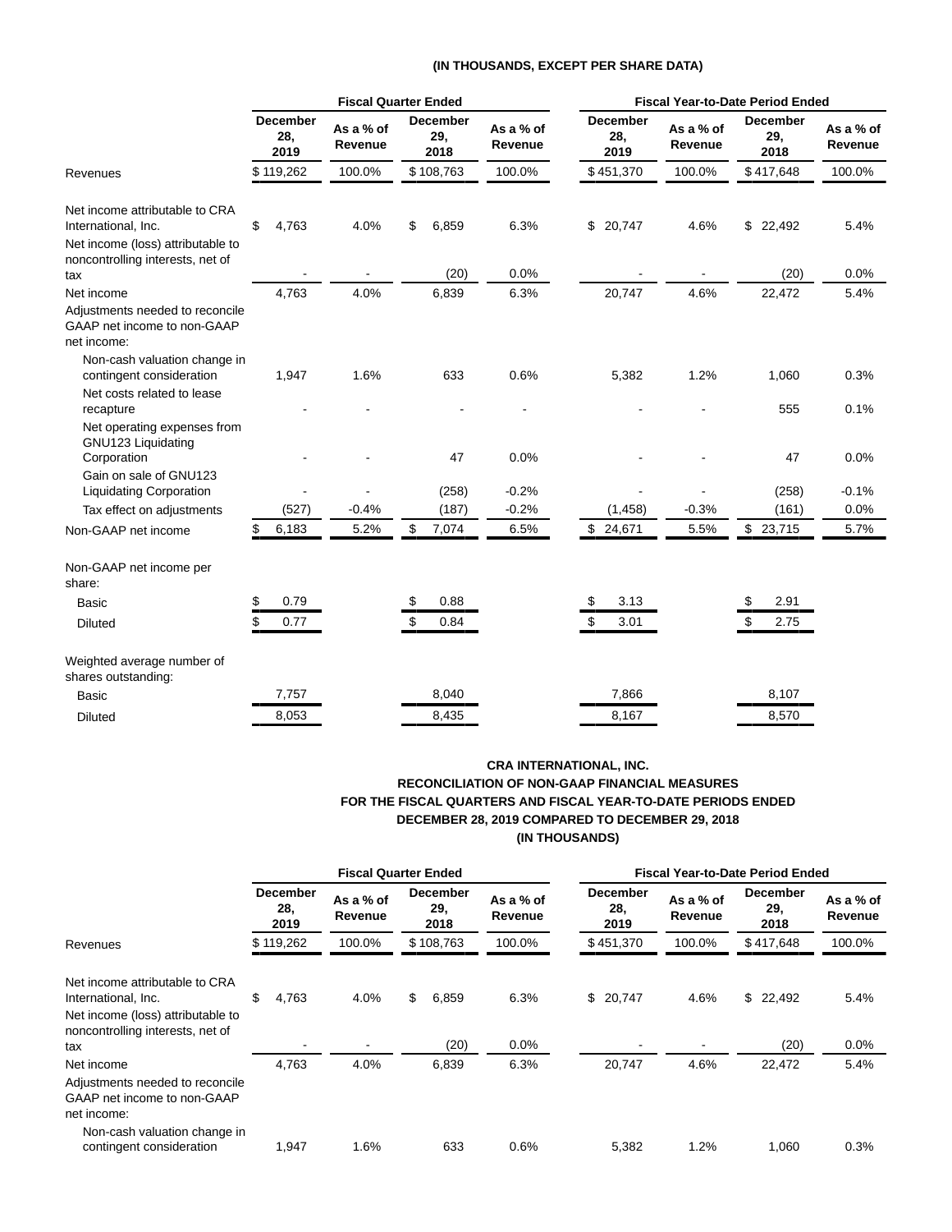**(IN THOUSANDS, EXCEPT PER SHARE DATA)**

| | Fiscal Quarter Ended | | | | Fiscal Year-to-Date Period Ended | | | |
|---|---|---|---|---|---|---|---|---|
| | December 28, 2019 | As a % of Revenue | December 29, 2018 | As a % of Revenue | December 28, 2019 | As a % of Revenue | December 29, 2018 | As a % of Revenue |
| Revenues | $ 119,262 | 100.0% | $ 108,763 | 100.0% | $ 451,370 | 100.0% | $ 417,648 | 100.0% |
| Net income attributable to CRA International, Inc. | $ 4,763 | 4.0% | $ 6,859 | 6.3% | $ 20,747 | 4.6% | $ 22,492 | 5.4% |
| Net income (loss) attributable to noncontrolling interests, net of tax | - | - | (20) | 0.0% | - | - | (20) | 0.0% |
| Net income | 4,763 | 4.0% | 6,839 | 6.3% | 20,747 | 4.6% | 22,472 | 5.4% |
| Adjustments needed to reconcile GAAP net income to non-GAAP net income: | | | | | | | | |
| Non-cash valuation change in contingent consideration | 1,947 | 1.6% | 633 | 0.6% | 5,382 | 1.2% | 1,060 | 0.3% |
| Net costs related to lease recapture | - | - | - | - | - | - | 555 | 0.1% |
| Net operating expenses from GNU123 Liquidating Corporation | - | - | 47 | 0.0% | - | - | 47 | 0.0% |
| Gain on sale of GNU123 Liquidating Corporation | - | - | (258) | -0.2% | - | - | (258) | -0.1% |
| Tax effect on adjustments | (527) | -0.4% | (187) | -0.2% | (1,458) | -0.3% | (161) | 0.0% |
| Non-GAAP net income | $ 6,183 | 5.2% | $ 7,074 | 6.5% | $ 24,671 | 5.5% | $ 23,715 | 5.7% |
| Non-GAAP net income per share: | | | | | | | | |
| Basic | $ 0.79 | | $ 0.88 | | $ 3.13 | | $ 2.91 | |
| Diluted | $ 0.77 | | $ 0.84 | | $ 3.01 | | $ 2.75 | |
| Weighted average number of shares outstanding: | | | | | | | | |
| Basic | 7,757 | | 8,040 | | 7,866 | | 8,107 | |
| Diluted | 8,053 | | 8,435 | | 8,167 | | 8,570 | |

**CRA INTERNATIONAL, INC.**
**RECONCILIATION OF NON-GAAP FINANCIAL MEASURES**
**FOR THE FISCAL QUARTERS AND FISCAL YEAR-TO-DATE PERIODS ENDED**
**DECEMBER 28, 2019 COMPARED TO DECEMBER 29, 2018**
**(IN THOUSANDS)**

| | Fiscal Quarter Ended | | | | Fiscal Year-to-Date Period Ended | | | |
|---|---|---|---|---|---|---|---|---|
| | December 28, 2019 | As a % of Revenue | December 29, 2018 | As a % of Revenue | December 28, 2019 | As a % of Revenue | December 29, 2018 | As a % of Revenue |
| Revenues | $ 119,262 | 100.0% | $ 108,763 | 100.0% | $ 451,370 | 100.0% | $ 417,648 | 100.0% |
| Net income attributable to CRA International, Inc. | $ 4,763 | 4.0% | $ 6,859 | 6.3% | $ 20,747 | 4.6% | $ 22,492 | 5.4% |
| Net income (loss) attributable to noncontrolling interests, net of tax | - | - | (20) | 0.0% | - | - | (20) | 0.0% |
| Net income | 4,763 | 4.0% | 6,839 | 6.3% | 20,747 | 4.6% | 22,472 | 5.4% |
| Adjustments needed to reconcile GAAP net income to non-GAAP net income: | | | | | | | | |
| Non-cash valuation change in contingent consideration | 1,947 | 1.6% | 633 | 0.6% | 5,382 | 1.2% | 1,060 | 0.3% |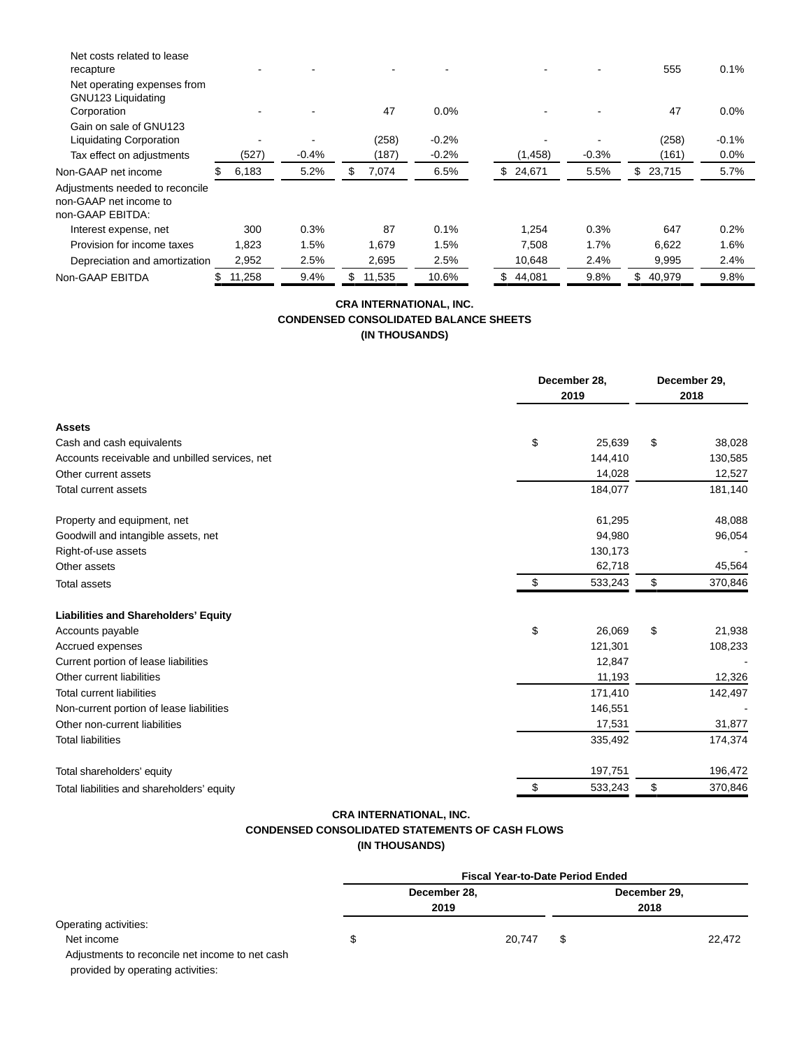| | | | | | | | | |
|---|---|---|---|---|---|---|---|---|
| Net costs related to lease recapture | - | - | - | - | - | - | 555 | 0.1% |
| Net operating expenses from GNU123 Liquidating Corporation | - | - | 47 | 0.0% | - | - | 47 | 0.0% |
| Gain on sale of GNU123 Liquidating Corporation | - | - | (258) | -0.2% | - | - | (258) | -0.1% |
| Tax effect on adjustments | (527) | -0.4% | (187) | -0.2% | (1,458) | -0.3% | (161) | 0.0% |
| Non-GAAP net income | $ 6,183 | 5.2% | $ 7,074 | 6.5% | $ 24,671 | 5.5% | $ 23,715 | 5.7% |
| Adjustments needed to reconcile non-GAAP net income to non-GAAP EBITDA: | | | | | | | | |
| Interest expense, net | 300 | 0.3% | 87 | 0.1% | 1,254 | 0.3% | 647 | 0.2% |
| Provision for income taxes | 1,823 | 1.5% | 1,679 | 1.5% | 7,508 | 1.7% | 6,622 | 1.6% |
| Depreciation and amortization | 2,952 | 2.5% | 2,695 | 2.5% | 10,648 | 2.4% | 9,995 | 2.4% |
| Non-GAAP EBITDA | $ 11,258 | 9.4% | $ 11,535 | 10.6% | $ 44,081 | 9.8% | $ 40,979 | 9.8% |

**CRA INTERNATIONAL, INC.**
**CONDENSED CONSOLIDATED BALANCE SHEETS**
**(IN THOUSANDS)**

| | December 28, 2019 | December 29, 2018 |
|---|---|---|
| **Assets** | | |
| Cash and cash equivalents | $ 25,639 | $ 38,028 |
| Accounts receivable and unbilled services, net | 144,410 | 130,585 |
| Other current assets | 14,028 | 12,527 |
| Total current assets | 184,077 | 181,140 |
| Property and equipment, net | 61,295 | 48,088 |
| Goodwill and intangible assets, net | 94,980 | 96,054 |
| Right-of-use assets | 130,173 | - |
| Other assets | 62,718 | 45,564 |
| Total assets | $ 533,243 | $ 370,846 |
| **Liabilities and Shareholders' Equity** | | |
| Accounts payable | $ 26,069 | $ 21,938 |
| Accrued expenses | 121,301 | 108,233 |
| Current portion of lease liabilities | 12,847 | - |
| Other current liabilities | 11,193 | 12,326 |
| Total current liabilities | 171,410 | 142,497 |
| Non-current portion of lease liabilities | 146,551 | - |
| Other non-current liabilities | 17,531 | 31,877 |
| Total liabilities | 335,492 | 174,374 |
| Total shareholders' equity | 197,751 | 196,472 |
| Total liabilities and shareholders' equity | $ 533,243 | $ 370,846 |

**CRA INTERNATIONAL, INC.**
**CONDENSED CONSOLIDATED STATEMENTS OF CASH FLOWS**
**(IN THOUSANDS)**

| | Fiscal Year-to-Date Period Ended | |
|---|---|---|
| | December 28, 2019 | December 29, 2018 |
| Operating activities: | | |
| Net income | $ 20,747 | $ 22,472 |
| Adjustments to reconcile net income to net cash provided by operating activities: | | |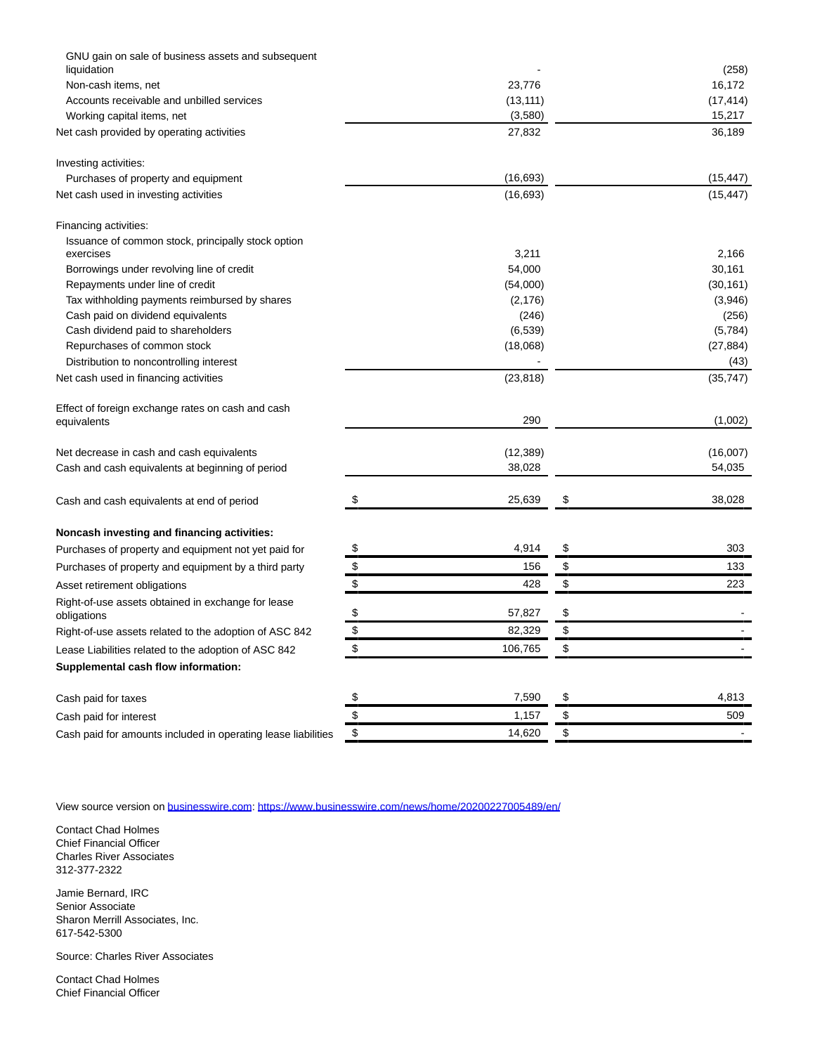| | | |
|---|---|---|
| GNU gain on sale of business assets and subsequent liquidation | - | (258) |
| Non-cash items, net | 23,776 | 16,172 |
| Accounts receivable and unbilled services | (13,111) | (17,414) |
| Working capital items, net | (3,580) | 15,217 |
| Net cash provided by operating activities | 27,832 | 36,189 |
| | | |
| Investing activities: | | |
| Purchases of property and equipment | (16,693) | (15,447) |
| Net cash used in investing activities | (16,693) | (15,447) |
| | | |
| Financing activities: | | |
| Issuance of common stock, principally stock option exercises | 3,211 | 2,166 |
| Borrowings under revolving line of credit | 54,000 | 30,161 |
| Repayments under line of credit | (54,000) | (30,161) |
| Tax withholding payments reimbursed by shares | (2,176) | (3,946) |
| Cash paid on dividend equivalents | (246) | (256) |
| Cash dividend paid to shareholders | (6,539) | (5,784) |
| Repurchases of common stock | (18,068) | (27,884) |
| Distribution to noncontrolling interest | - | (43) |
| Net cash used in financing activities | (23,818) | (35,747) |
| | | |
| Effect of foreign exchange rates on cash and cash equivalents | 290 | (1,002) |
| | | |
| Net decrease in cash and cash equivalents | (12,389) | (16,007) |
| Cash and cash equivalents at beginning of period | 38,028 | 54,035 |
| | | |
| Cash and cash equivalents at end of period | $ 25,639 | $ 38,028 |
| | | |
| **Noncash investing and financing activities:** | | |
| Purchases of property and equipment not yet paid for | $ 4,914 | $ 303 |
| Purchases of property and equipment by a third party | $ 156 | $ 133 |
| Asset retirement obligations | $ 428 | $ 223 |
| Right-of-use assets obtained in exchange for lease obligations | $ 57,827 | $ - |
| Right-of-use assets related to the adoption of ASC 842 | $ 82,329 | $ - |
| Lease Liabilities related to the adoption of ASC 842 | $ 106,765 | $ - |
| **Supplemental cash flow information:** | | |
| Cash paid for taxes | $ 7,590 | $ 4,813 |
| Cash paid for interest | $ 1,157 | $ 509 |
| Cash paid for amounts included in operating lease liabilities | $ 14,620 | $ - |

View source version on businesswire.com: https://www.businesswire.com/news/home/20200227005489/en/

Contact Chad Holmes
Chief Financial Officer
Charles River Associates
312-377-2322

Jamie Bernard, IRC
Senior Associate
Sharon Merrill Associates, Inc.
617-542-5300

Source: Charles River Associates

Contact Chad Holmes
Chief Financial Officer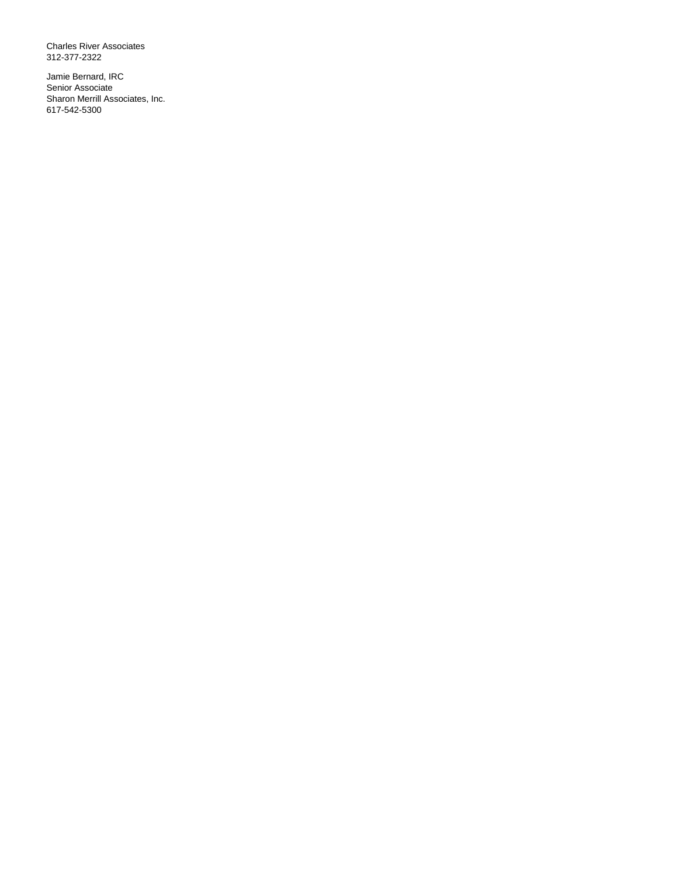Charles River Associates
312-377-2322

Jamie Bernard, IRC
Senior Associate
Sharon Merrill Associates, Inc.
617-542-5300